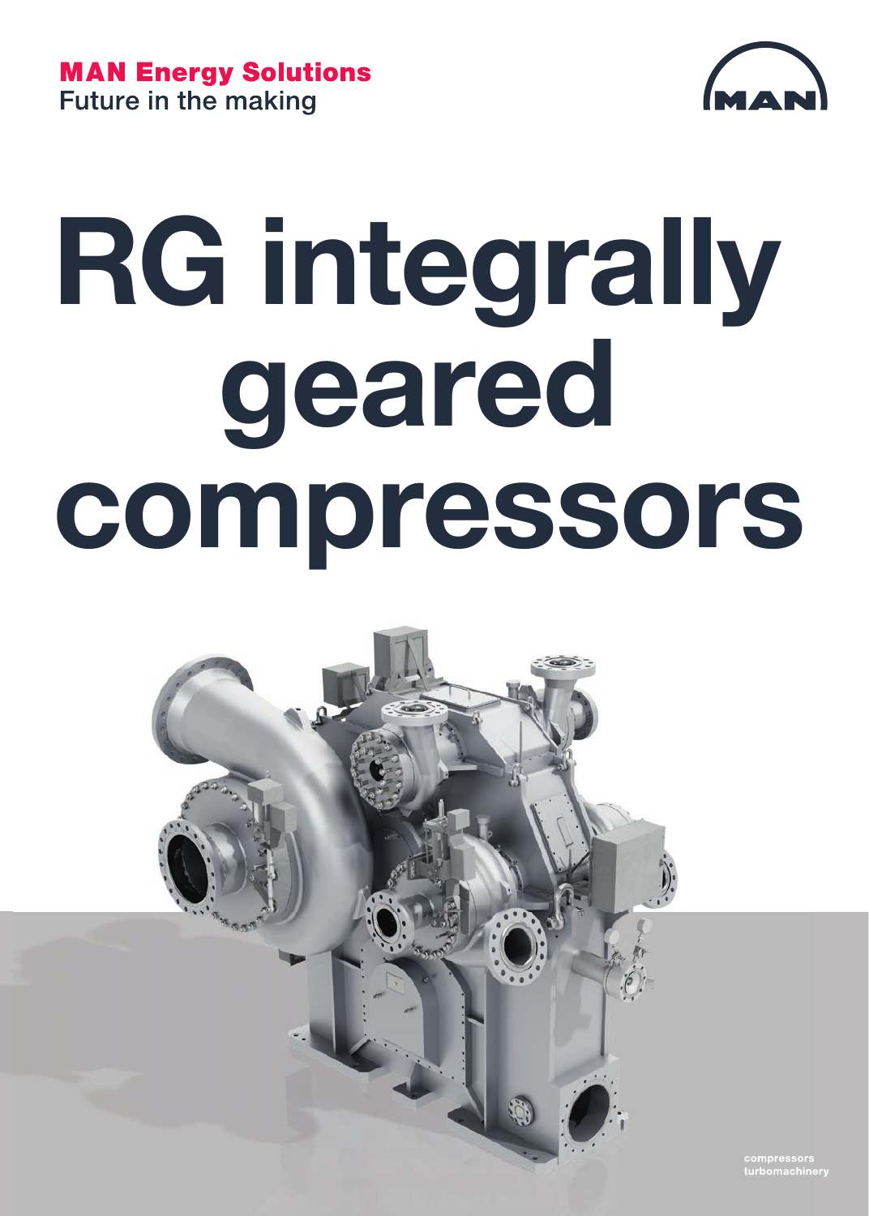**MAN Energy Solutions**
Future in the making

# RG integrally geared compressors

compressors
turbomachinery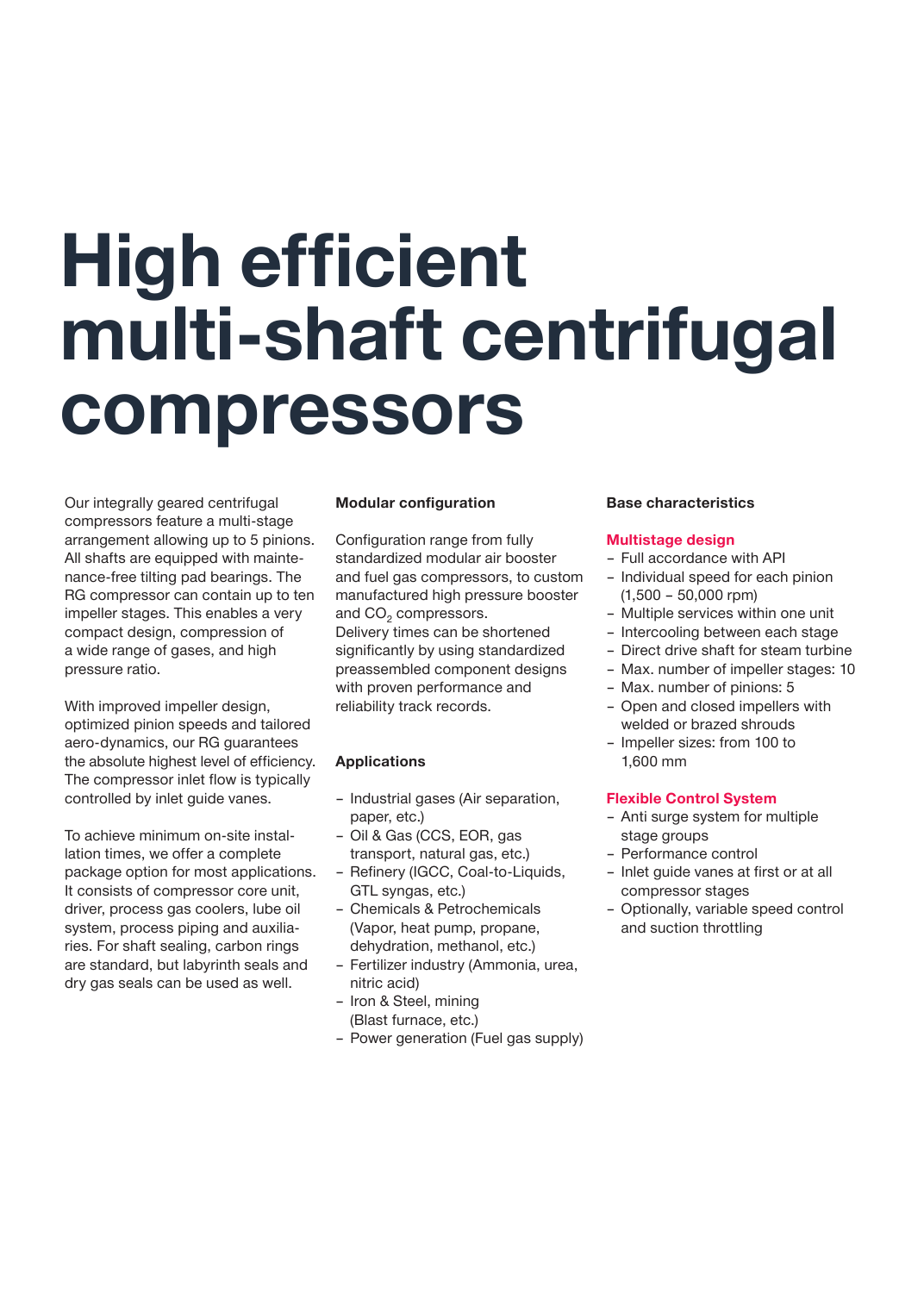# High efficient multi-shaft centrifugal compressors

Our integrally geared centrifugal compressors feature a multi-stage arrangement allowing up to 5 pinions. All shafts are equipped with maintenance-free tilting pad bearings. The RG compressor can contain up to ten impeller stages. This enables a very compact design, compression of a wide range of gases, and high pressure ratio.

With improved impeller design, optimized pinion speeds and tailored aero-dynamics, our RG guarantees the absolute highest level of efficiency. The compressor inlet flow is typically controlled by inlet guide vanes.

To achieve minimum on-site installation times, we offer a complete package option for most applications. It consists of compressor core unit, driver, process gas coolers, lube oil system, process piping and auxiliaries. For shaft sealing, carbon rings are standard, but labyrinth seals and dry gas seals can be used as well.

### Modular configuration

Configuration range from fully standardized modular air booster and fuel gas compressors, to custom manufactured high pressure booster and $CO_2$ compressors.
Delivery times can be shortened significantly by using standardized preassembled component designs with proven performance and reliability track records.

### Applications

- Industrial gases (Air separation, paper, etc.)
- Oil & Gas (CCS, EOR, gas transport, natural gas, etc.)
- Refinery (IGCC, Coal-to-Liquids, GTL syngas, etc.)
- Chemicals & Petrochemicals (Vapor, heat pump, propane, dehydration, methanol, etc.)
- Fertilizer industry (Ammonia, urea, nitric acid)
- Iron & Steel, mining (Blast furnace, etc.)
- Power generation (Fuel gas supply)

### Base characteristics

**Multistage design**

- Full accordance with API
- Individual speed for each pinion (1,500 – 50,000 rpm)
- Multiple services within one unit
- Intercooling between each stage
- Direct drive shaft for steam turbine
- Max. number of impeller stages: 10
- Max. number of pinions: 5
- Open and closed impellers with welded or brazed shrouds
- Impeller sizes: from 100 to 1,600 mm

**Flexible Control System**

- Anti surge system for multiple stage groups
- Performance control
- Inlet guide vanes at first or at all compressor stages
- Optionally, variable speed control and suction throttling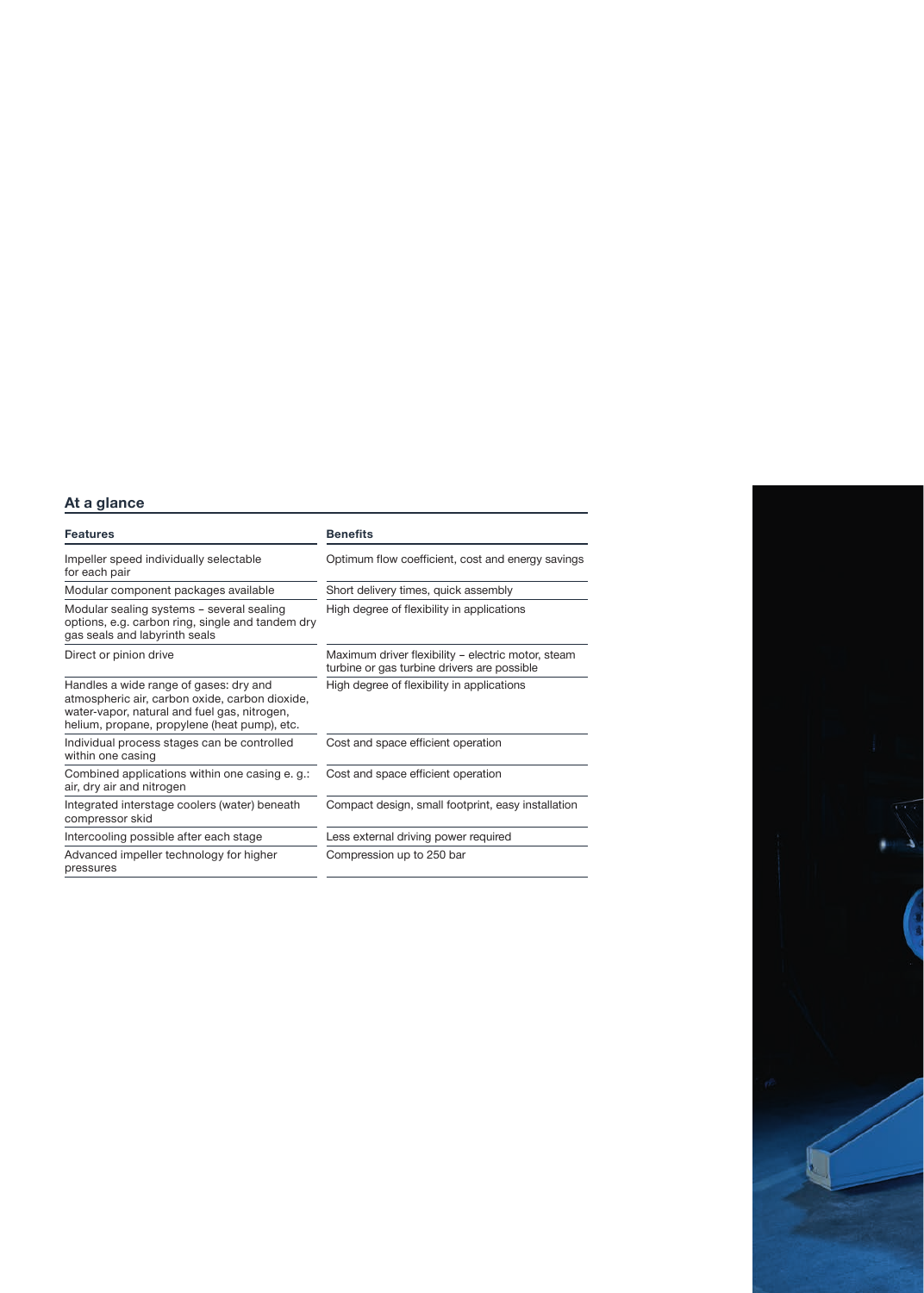## At a glance

| Features | Benefits |
| --- | --- |
| Impeller speed individually selectable for each pair | Optimum flow coefficient, cost and energy savings |
| Modular component packages available | Short delivery times, quick assembly |
| Modular sealing systems – several sealing options, e.g. carbon ring, single and tandem dry gas seals and labyrinth seals | High degree of flexibility in applications |
| Direct or pinion drive | Maximum driver flexibility – electric motor, steam turbine or gas turbine drivers are possible |
| Handles a wide range of gases: dry and atmospheric air, carbon oxide, carbon dioxide, water-vapor, natural and fuel gas, nitrogen, helium, propane, propylene (heat pump), etc. | High degree of flexibility in applications |
| Individual process stages can be controlled within one casing | Cost and space efficient operation |
| Combined applications within one casing e. g.: air, dry air and nitrogen | Cost and space efficient operation |
| Integrated interstage coolers (water) beneath compressor skid | Compact design, small footprint, easy installation |
| Intercooling possible after each stage | Less external driving power required |
| Advanced impeller technology for higher pressures | Compression up to 250 bar |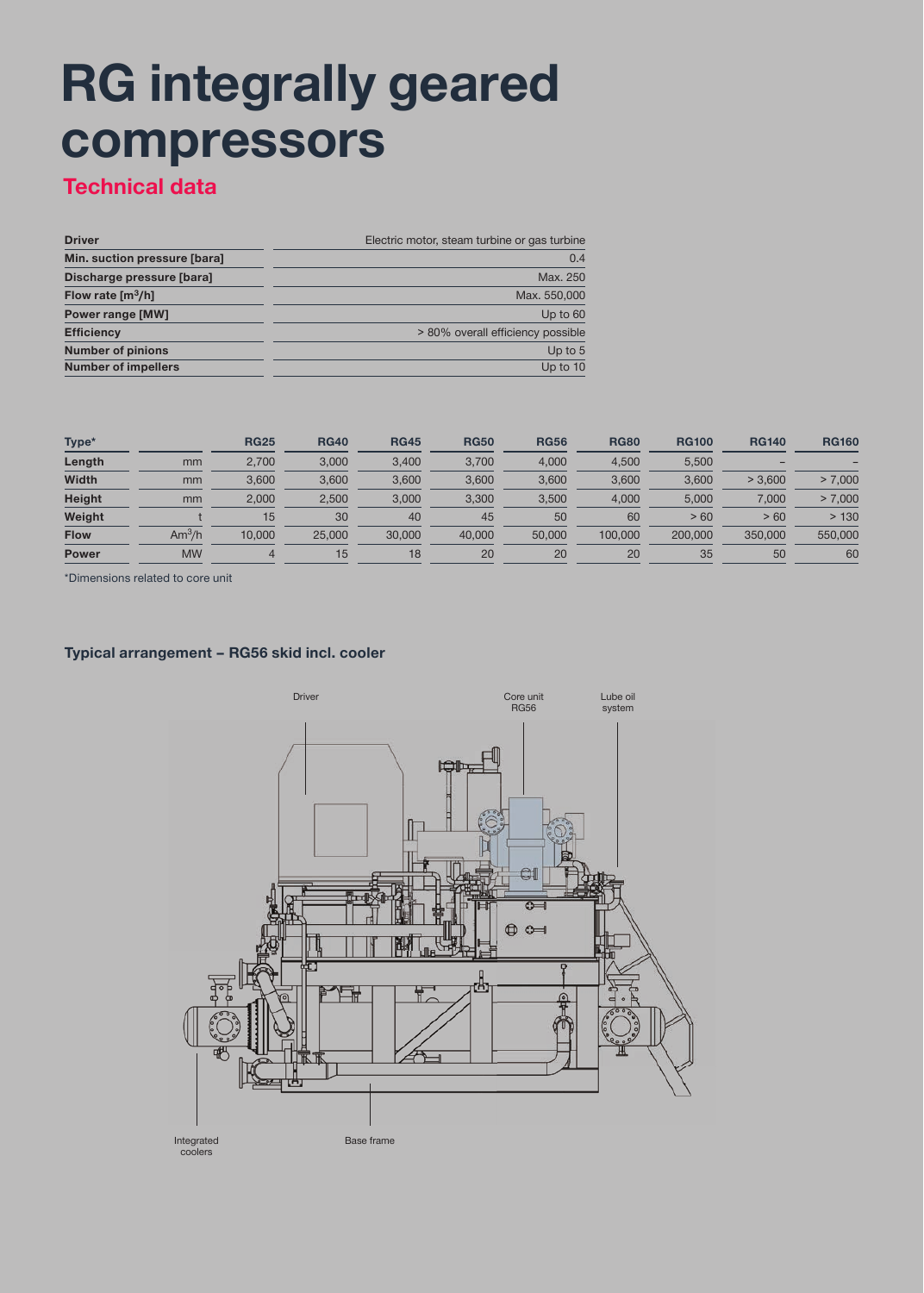# RG integrally geared compressors

## Technical data

| Driver | Electric motor, steam turbine or gas turbine |
|---|---|
| Min. suction pressure [bara] | 0.4 |
| Discharge pressure [bara] | Max. 250 |
| Flow rate [$m^3$/h] | Max. 550,000 |
| Power range [MW] | Up to 60 |
| Efficiency | > 80% overall efficiency possible |
| Number of pinions | Up to 5 |
| Number of impellers | Up to 10 |

| Type* | | RG25 | RG40 | RG45 | RG50 | RG56 | RG80 | RG100 | RG140 | RG160 |
|---|---|---|---|---|---|---|---|---|---|---|
| Length | mm | 2,700 | 3,000 | 3,400 | 3,700 | 4,000 | 4,500 | 5,500 | – | – |
| Width | mm | 3,600 | 3,600 | 3,600 | 3,600 | 3,600 | 3,600 | 3,600 | > 3,600 | > 7,000 |
| Height | mm | 2,000 | 2,500 | 3,000 | 3,300 | 3,500 | 4,000 | 5,000 | 7,000 | > 7,000 |
| Weight | t | 15 | 30 | 40 | 45 | 50 | 60 | > 60 | > 60 | > 130 |
| Flow | $Am^3$/h | 10,000 | 25,000 | 30,000 | 40,000 | 50,000 | 100,000 | 200,000 | 350,000 | 550,000 |
| Power | MW | 4 | 15 | 18 | 20 | 20 | 20 | 35 | 50 | 60 |

*Dimensions related to core unit

### Typical arrangement – RG56 skid incl. cooler

Driver

Core unit RG56

Lube oil system

Integrated coolers

Base frame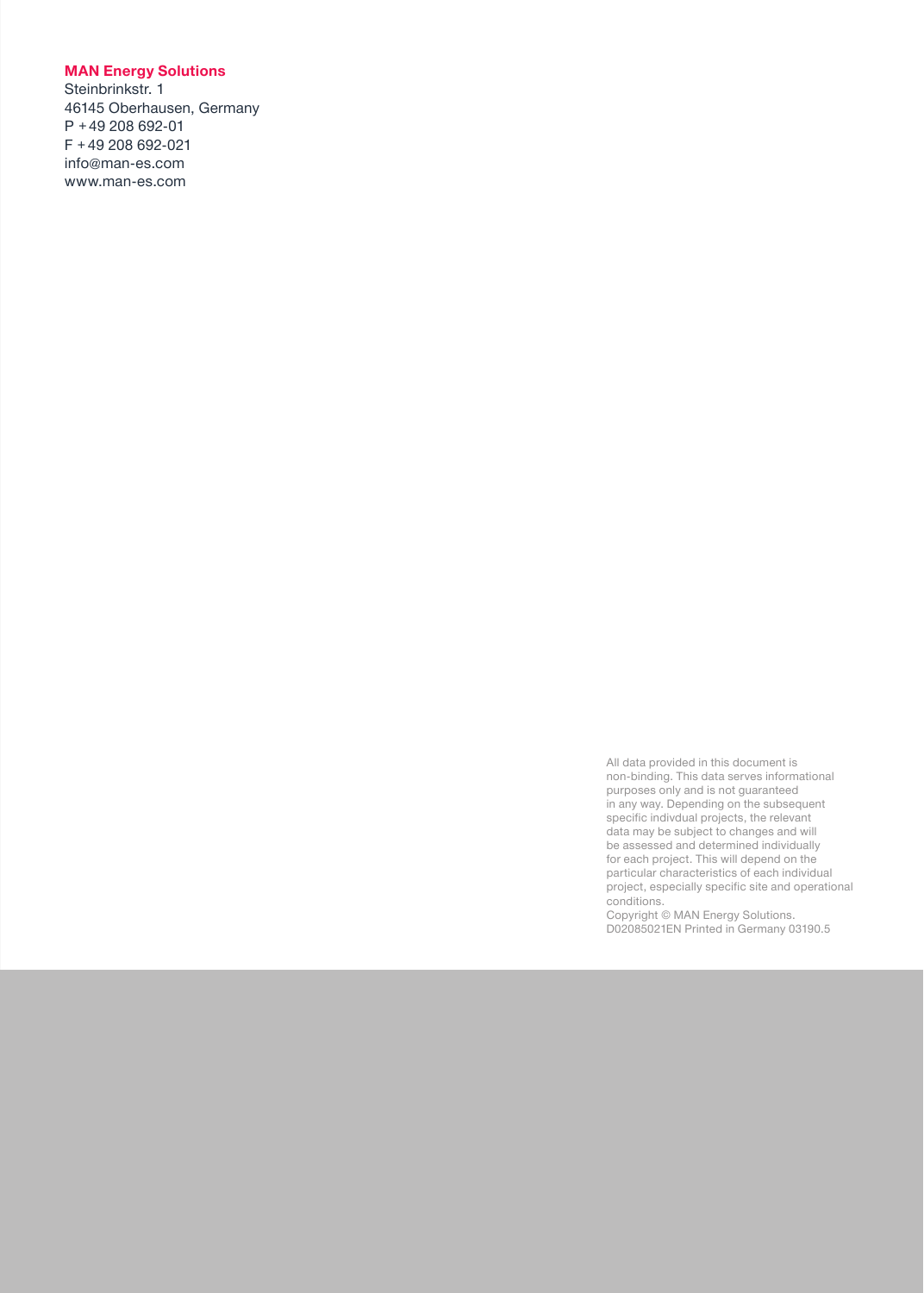**MAN Energy Solutions**
Steinbrinkstr. 1
46145 Oberhausen, Germany
P + 49 208 692-01
F + 49 208 692-021
info@man-es.com
www.man-es.com

All data provided in this document is non-binding. This data serves informational purposes only and is not guaranteed in any way. Depending on the subsequent specific indivdual projects, the relevant data may be subject to changes and will be assessed and determined individually for each project. This will depend on the particular characteristics of each individual project, especially specific site and operational conditions.
Copyright © MAN Energy Solutions.
D02085021EN Printed in Germany 03190.5